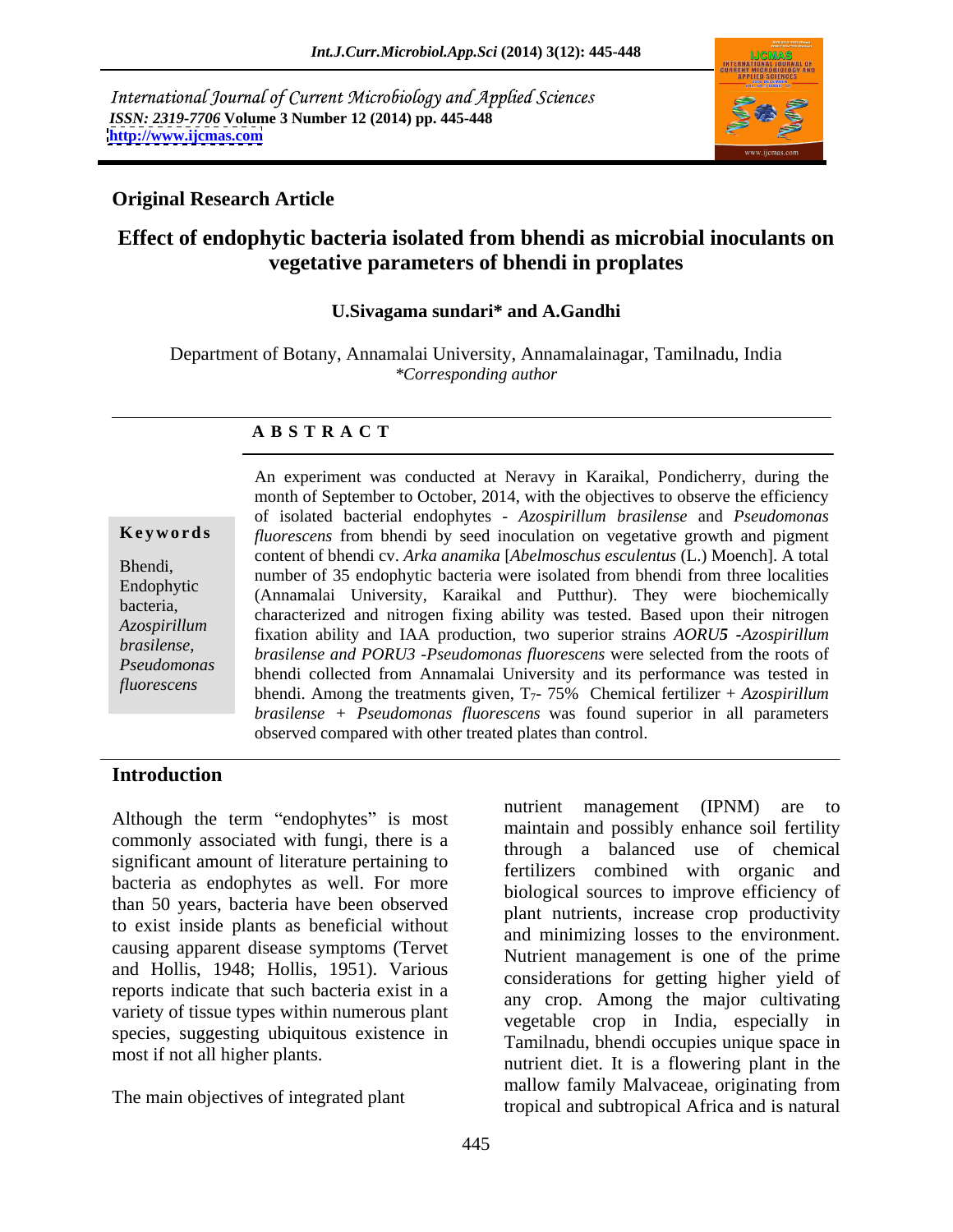International Journal of Current Microbiology and Applied Sciences
*ISSN: 2319-7706* **Volume 3 Number 12 (2014) pp. 445-448**
**http://www.ijcmas.com**

**Original Research Article**

# Effect of endophytic bacteria isolated from bhendi as microbial inoculants on vegetative parameters of bhendi in proplates

**U.Sivagama sundari\* and A.Gandhi**

Department of Botany, Annamalai University, Annamalainagar, Tamilnadu, India
*\*Corresponding author*

**A B S T R A C T**

**Keywords**

Bhendi, Endophytic bacteria, *Azospirillum brasilense*, *Pseudomonas fluorescens*

An experiment was conducted at Neravy in Karaikal, Pondicherry, during the month of September to October, 2014, with the objectives to observe the efficiency of isolated bacterial endophytes - *Azospirillum brasilense* and *Pseudomonas fluorescens* from bhendi by seed inoculation on vegetative growth and pigment content of bhendi cv. *Arka anamika* [*Abelmoschus esculentus* (L.) Moench]. A total number of 35 endophytic bacteria were isolated from bhendi from three localities (Annamalai University, Karaikal and Putthur). They were biochemically characterized and nitrogen fixing ability was tested. Based upon their nitrogen fixation ability and IAA production, two superior strains *AORU5 -Azospirillum brasilense and PORU3 -Pseudomonas fluorescens* were selected from the roots of bhendi collected from Annamalai University and its performance was tested in bhendi. Among the treatments given, $T_7$- 75% Chemical fertilizer + *Azospirillum brasilense* + *Pseudomonas fluorescens* was found superior in all parameters observed compared with other treated plates than control.

## Introduction

Although the term "endophytes" is most commonly associated with fungi, there is a significant amount of literature pertaining to bacteria as endophytes as well. For more than 50 years, bacteria have been observed to exist inside plants as beneficial without causing apparent disease symptoms (Tervet and Hollis, 1948; Hollis, 1951). Various reports indicate that such bacteria exist in a variety of tissue types within numerous plant species, suggesting ubiquitous existence in most if not all higher plants.

The main objectives of integrated plant nutrient management (IPNM) are to maintain and possibly enhance soil fertility through a balanced use of chemical fertilizers combined with organic and biological sources to improve efficiency of plant nutrients, increase crop productivity and minimizing losses to the environment. Nutrient management is one of the prime considerations for getting higher yield of any crop. Among the major cultivating vegetable crop in India, especially in Tamilnadu, bhendi occupies unique space in nutrient diet. It is a flowering plant in the mallow family Malvaceae, originating from tropical and subtropical Africa and is natural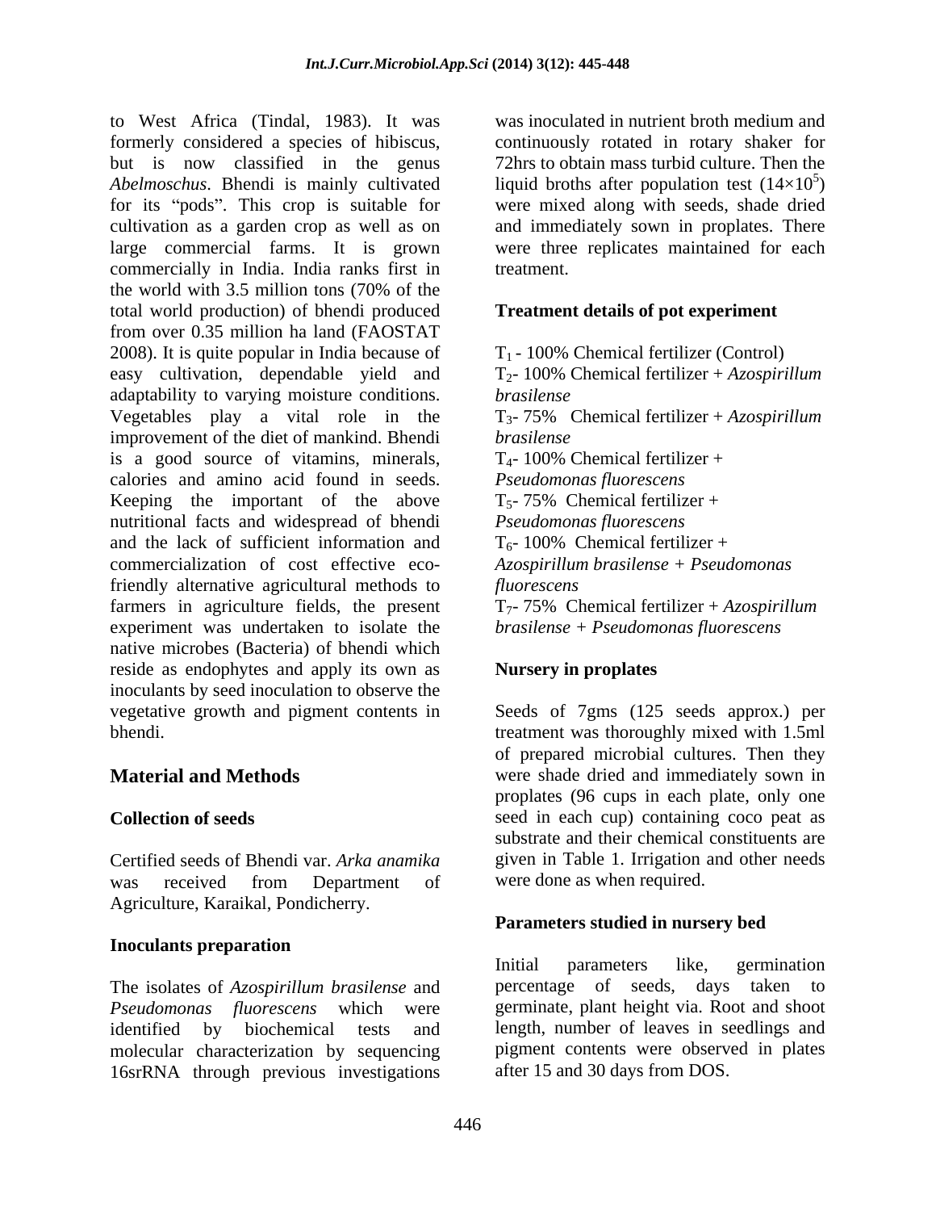to West Africa (Tindal, 1983). It was formerly considered a species of hibiscus, but is now classified in the genus *Abelmoschus*. Bhendi is mainly cultivated for its "pods". This crop is suitable for cultivation as a garden crop as well as on large commercial farms. It is grown commercially in India. India ranks first in the world with 3.5 million tons (70% of the total world production) of bhendi produced from over 0.35 million ha land (FAOSTAT 2008). It is quite popular in India because of easy cultivation, dependable yield and adaptability to varying moisture conditions. Vegetables play a vital role in the improvement of the diet of mankind. Bhendi is a good source of vitamins, minerals, calories and amino acid found in seeds. Keeping the important of the above nutritional facts and widespread of bhendi and the lack of sufficient information and commercialization of cost effective eco-friendly alternative agricultural methods to farmers in agriculture fields, the present experiment was undertaken to isolate the native microbes (Bacteria) of bhendi which reside as endophytes and apply its own as inoculants by seed inoculation to observe the vegetative growth and pigment contents in bhendi.

## Material and Methods

### Collection of seeds

Certified seeds of Bhendi var. *Arka anamika* was received from Department of Agriculture, Karaikal, Pondicherry.

### Inoculants preparation

The isolates of *Azospirillum brasilense* and *Pseudomonas fluorescens* which were identified by biochemical tests and molecular characterization by sequencing 16srRNA through previous investigations was inoculated in nutrient broth medium and continuously rotated in rotary shaker for 72hrs to obtain mass turbid culture. Then the liquid broths after population test ($14\times10^5$) were mixed along with seeds, shade dried and immediately sown in proplates. There were three replicates maintained for each treatment.

### Treatment details of pot experiment

$T_1$ - 100% Chemical fertilizer (Control)
$T_2$- 100% Chemical fertilizer + *Azospirillum brasilense*
$T_3$- 75% Chemical fertilizer + *Azospirillum brasilense*
$T_4$- 100% Chemical fertilizer + *Pseudomonas fluorescens*
$T_5$- 75% Chemical fertilizer + *Pseudomonas fluorescens*
$T_6$- 100% Chemical fertilizer + *Azospirillum brasilense + Pseudomonas fluorescens*
$T_7$- 75% Chemical fertilizer + *Azospirillum brasilense + Pseudomonas fluorescens*

### Nursery in proplates

Seeds of 7gms (125 seeds approx.) per treatment was thoroughly mixed with 1.5ml of prepared microbial cultures. Then they were shade dried and immediately sown in proplates (96 cups in each plate, only one seed in each cup) containing coco peat as substrate and their chemical constituents are given in Table 1. Irrigation and other needs were done as when required.

### Parameters studied in nursery bed

Initial parameters like, germination percentage of seeds, days taken to germinate, plant height via. Root and shoot length, number of leaves in seedlings and pigment contents were observed in plates after 15 and 30 days from DOS.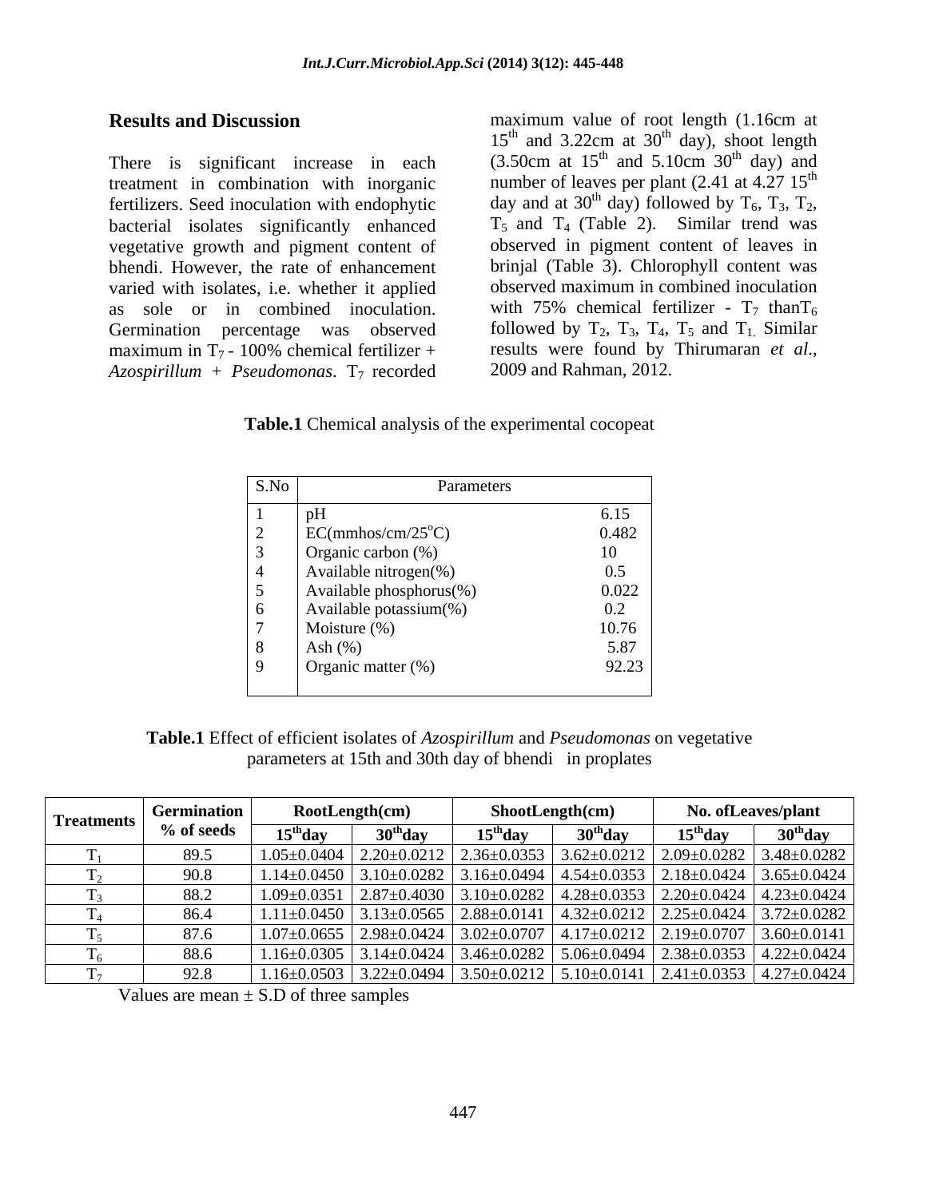## Results and Discussion

There is significant increase in each treatment in combination with inorganic fertilizers. Seed inoculation with endophytic bacterial isolates significantly enhanced vegetative growth and pigment content of bhendi. However, the rate of enhancement varied with isolates, i.e. whether it applied as sole or in combined inoculation. Germination percentage was observed maximum in $T_7$ - 100% chemical fertilizer + *Azospirillum* + *Pseudomonas*. $T_7$ recorded maximum value of root length (1.16cm at $15^{th}$ and 3.22cm at $30^{th}$ day), shoot length (3.50cm at $15^{th}$ and 5.10cm $30^{th}$ day) and number of leaves per plant (2.41 at 4.27 $15^{th}$ day and at $30^{th}$ day) followed by $T_6$, $T_3$, $T_2$, $T_5$ and $T_4$ (Table 2). Similar trend was observed in pigment content of leaves in brinjal (Table 3). Chlorophyll content was observed maximum in combined inoculation with 75% chemical fertilizer - $T_7$ than$T_6$ followed by $T_2$, $T_3$, $T_4$, $T_5$ and $T_1$. Similar results were found by Thirumaran *et al*., 2009 and Rahman, 2012.

**Table.1** Chemical analysis of the experimental cocopeat

| S.No | Parameters | |
|---|---|---|
| 1 | pH | 6.15 |
| 2 | EC(mmhos/cm/25°C) | 0.482 |
| 3 | Organic carbon (%) | 10 |
| 4 | Available nitrogen(%) | 0.5 |
| 5 | Available phosphorus(%) | 0.022 |
| 6 | Available potassium(%) | 0.2 |
| 7 | Moisture (%) | 10.76 |
| 8 | Ash (%) | 5.87 |
| 9 | Organic matter (%) | 92.23 |

**Table.1** Effect of efficient isolates of *Azospirillum* and *Pseudomonas* on vegetative parameters at 15th and 30th day of bhendi in proplates

| Treatments | Germination % of seeds | RootLength(cm) | | ShootLength(cm) | | No. ofLeaves/plant | |
|---|---|---|---|---|---|---|---|
| | | $15^{th}$day | $30^{th}$day | $15^{th}$day | $30^{th}$day | $15^{th}$day | $30^{th}$day |
| $T_1$ | 89.5 | 1.05±0.0404 | 2.20±0.0212 | 2.36±0.0353 | 3.62±0.0212 | 2.09±0.0282 | 3.48±0.0282 |
| $T_2$ | 90.8 | 1.14±0.0450 | 3.10±0.0282 | 3.16±0.0494 | 4.54±0.0353 | 2.18±0.0424 | 3.65±0.0424 |
| $T_3$ | 88.2 | 1.09±0.0351 | 2.87±0.4030 | 3.10±0.0282 | 4.28±0.0353 | 2.20±0.0424 | 4.23±0.0424 |
| $T_4$ | 86.4 | 1.11±0.0450 | 3.13±0.0565 | 2.88±0.0141 | 4.32±0.0212 | 2.25±0.0424 | 3.72±0.0282 |
| $T_5$ | 87.6 | 1.07±0.0655 | 2.98±0.0424 | 3.02±0.0707 | 4.17±0.0212 | 2.19±0.0707 | 3.60±0.0141 |
| $T_6$ | 88.6 | 1.16±0.0305 | 3.14±0.0424 | 3.46±0.0282 | 5.06±0.0494 | 2.38±0.0353 | 4.22±0.0424 |
| $T_7$ | 92.8 | 1.16±0.0503 | 3.22±0.0494 | 3.50±0.0212 | 5.10±0.0141 | 2.41±0.0353 | 4.27±0.0424 |

Values are mean ± S.D of three samples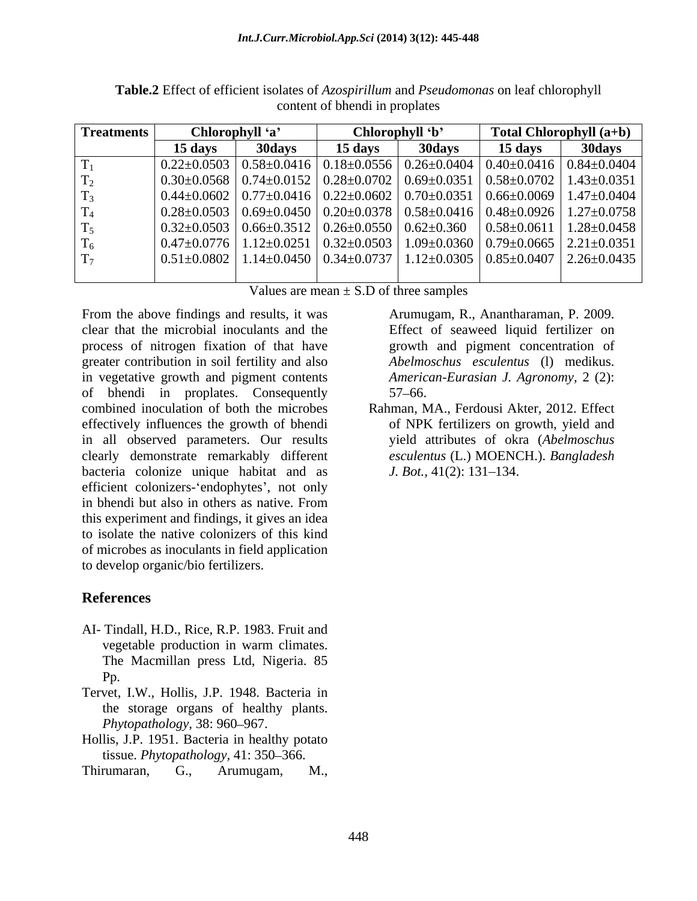**Table.2** Effect of efficient isolates of *Azospirillum* and *Pseudomonas* on leaf chlorophyll content of bhendi in proplates

| Treatments | Chlorophyll 'a' | | Chlorophyll 'b' | | Total Chlorophyll (a+b) | |
|---|---|---|---|---|---|---|
| | 15 days | 30days | 15 days | 30days | 15 days | 30days |
| $T_1$ | 0.22±0.0503 | 0.58±0.0416 | 0.18±0.0556 | 0.26±0.0404 | 0.40±0.0416 | 0.84±0.0404 |
| $T_2$ | 0.30±0.0568 | 0.74±0.0152 | 0.28±0.0702 | 0.69±0.0351 | 0.58±0.0702 | 1.43±0.0351 |
| $T_3$ | 0.44±0.0602 | 0.77±0.0416 | 0.22±0.0602 | 0.70±0.0351 | 0.66±0.0069 | 1.47±0.0404 |
| $T_4$ | 0.28±0.0503 | 0.69±0.0450 | 0.20±0.0378 | 0.58±0.0416 | 0.48±0.0926 | 1.27±0.0758 |
| $T_5$ | 0.32±0.0503 | 0.66±0.3512 | 0.26±0.0550 | 0.62±0.360 | 0.58±0.0611 | 1.28±0.0458 |
| $T_6$ | 0.47±0.0776 | 1.12±0.0251 | 0.32±0.0503 | 1.09±0.0360 | 0.79±0.0665 | 2.21±0.0351 |
| $T_7$ | 0.51±0.0802 | 1.14±0.0450 | 0.34±0.0737 | 1.12±0.0305 | 0.85±0.0407 | 2.26±0.0435 |

Values are mean ± S.D of three samples

From the above findings and results, it was clear that the microbial inoculants and the process of nitrogen fixation of that have greater contribution in soil fertility and also in vegetative growth and pigment contents of bhendi in proplates. Consequently combined inoculation of both the microbes effectively influences the growth of bhendi in all observed parameters. Our results clearly demonstrate remarkably different bacteria colonize unique habitat and as efficient colonizers-'endophytes', not only in bhendi but also in others as native. From this experiment and findings, it gives an idea to isolate the native colonizers of this kind of microbes as inoculants in field application to develop organic/bio fertilizers.

## References

- AI- Tindall, H.D., Rice, R.P. 1983. Fruit and vegetable production in warm climates. The Macmillan press Ltd, Nigeria. 85 Pp.
- Tervet, I.W., Hollis, J.P. 1948. Bacteria in the storage organs of healthy plants. *Phytopathology,* 38: 960–967.
- Hollis, J.P. 1951. Bacteria in healthy potato tissue. *Phytopathology,* 41: 350–366.
- Thirumaran, G., Arumugam, M., Arumugam, R., Anantharaman, P. 2009. Effect of seaweed liquid fertilizer on growth and pigment concentration of *Abelmoschus esculentus* (l) medikus. *American-Eurasian J. Agronomy,* 2 (2): 57–66.
- Rahman, MA., Ferdousi Akter, 2012. Effect of NPK fertilizers on growth, yield and yield attributes of okra (*Abelmoschus esculentus* (L.) MOENCH.). *Bangladesh J. Bot.,* 41(2): 131–134.